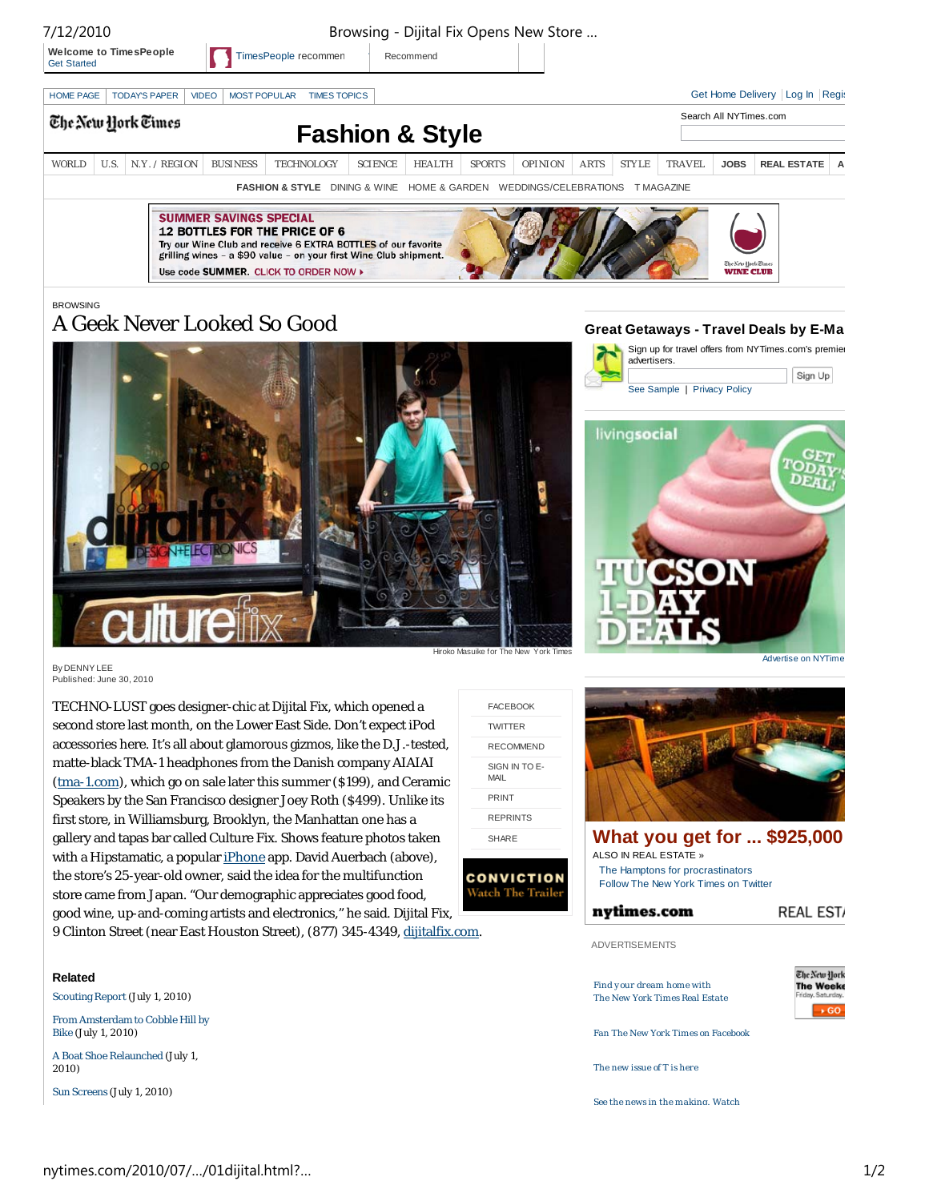BROWSING

# A Geek Never Looked So Good

Hiroko Masuike for The New York Times

By DENNY LEE
Published: June 30, 2010

TECHNO-LUST goes designer-chic at Dijital Fix, which opened a second store last month, on the Lower East Side. Don't expect iPod accessories here. It's all about glamorous gizmos, like the D.J.-tested, matte-black TMA-1 headphones from the Danish company AIAIAI (tma-1.com), which go on sale later this summer ($199), and Ceramic Speakers by the San Francisco designer Joey Roth ($499). Unlike its first store, in Williamsburg, Brooklyn, the Manhattan one has a gallery and tapas bar called Culture Fix. Shows feature photos taken with a Hipstamatic, a popular iPhone app. David Auerbach (above), the store's 25-year-old owner, said the idea for the multifunction store came from Japan. "Our demographic appreciates good food, good wine, up-and-coming artists and electronics," he said. Dijital Fix, 9 Clinton Street (near East Houston Street), (877) 345-4349, dijitalfix.com.

### Related

- Scouting Report (July 1, 2010)
- From Amsterdam to Cobble Hill by Bike (July 1, 2010)
- A Boat Shoe Relaunched (July 1, 2010)
- Sun Screens (July 1, 2010)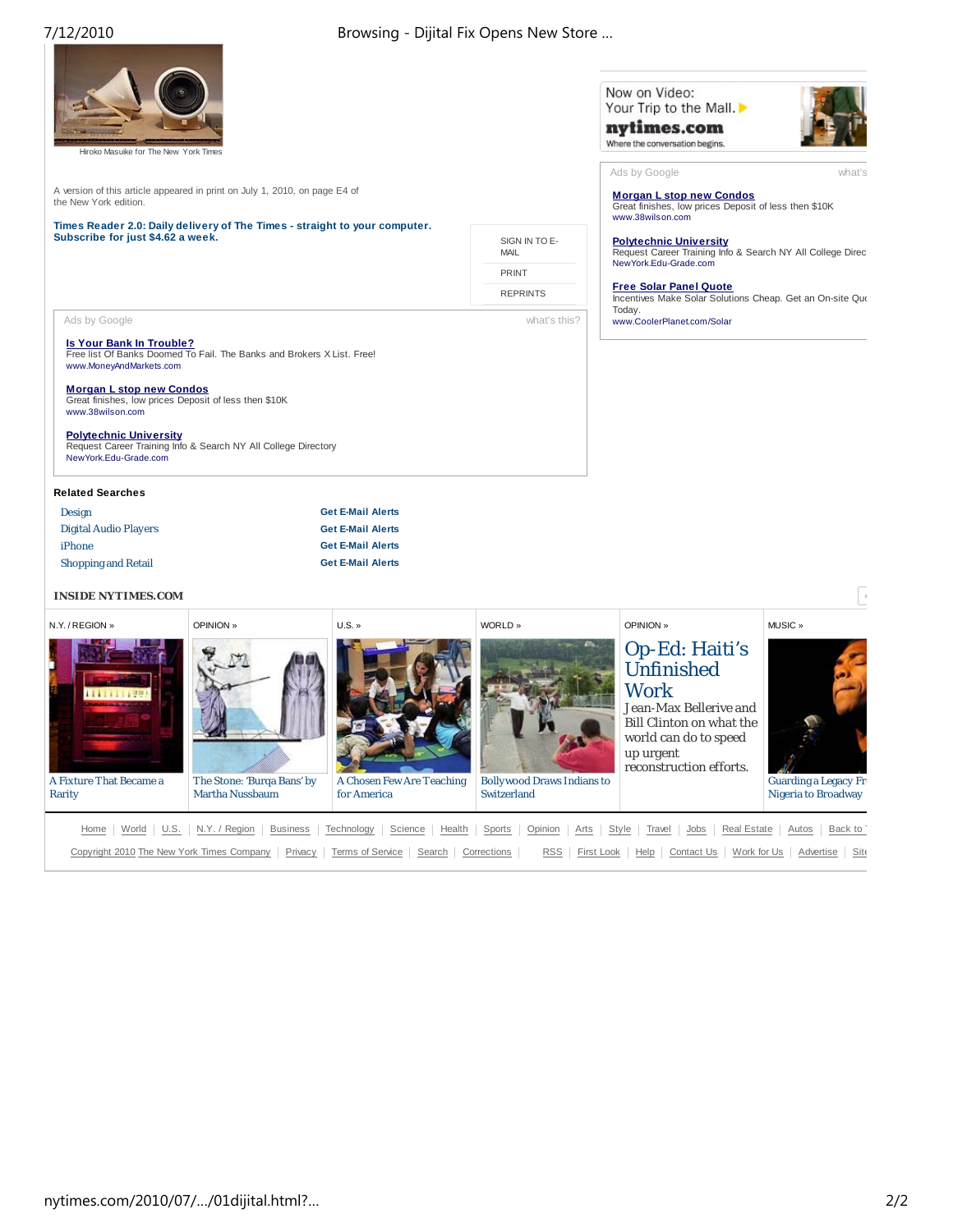Hiroko Masuike for The New York Times

A version of this article appeared in print on July 1, 2010, on page E4 of the New York edition.

**Times Reader 2.0: Daily delivery of The Times - straight to your computer. Subscribe for just $4.62 a week.**

SIGN IN TO E-MAIL

PRINT

REPRINTS

Now on Video: Your Trip to the Mall.
nytimes.com
Where the conversation begins.

Ads by Google what's this?

**Is Your Bank In Trouble?**
Free list Of Banks Doomed To Fail. The Banks and Brokers X List. Free!
www.MoneyAndMarkets.com

**Morgan L stop new Condos**
Great finishes, low prices Deposit of less then $10K
www.38wilson.com

**Polytechnic University**
Request Career Training Info & Search NY All College Directory
NewYork.Edu-Grade.com

Ads by Google what's

**Morgan L stop new Condos**
Great finishes, low prices Deposit of less then $10K
www.38wilson.com

**Polytechnic University**
Request Career Training Info & Search NY All College Direc
NewYork.Edu-Grade.com

**Free Solar Panel Quote**
Incentives Make Solar Solutions Cheap. Get an On-site Quo Today.
www.CoolerPlanet.com/Solar

### Related Searches

- Design — Get E-Mail Alerts
- Digital Audio Players — Get E-Mail Alerts
- iPhone — Get E-Mail Alerts
- Shopping and Retail — Get E-Mail Alerts

### INSIDE NYTIMES.COM

N.Y. / REGION »
A Fixture That Became a Rarity

OPINION »
The Stone: 'Burqa Bans' by Martha Nussbaum

U.S. »
A Chosen Few Are Teaching for America

WORLD »
Bollywood Draws Indians to Switzerland

OPINION »
Op-Ed: Haiti's Unfinished Work
Jean-Max Bellerive and Bill Clinton on what the world can do to speed up urgent reconstruction efforts.

MUSIC »
Guarding a Legacy Fr Nigeria to Broadway

Home | World | U.S. | N.Y. / Region | Business | Technology | Science | Health | Sports | Opinion | Arts | Style | Travel | Jobs | Real Estate | Autos | Back to

Copyright 2010 The New York Times Company | Privacy | Terms of Service | Search | Corrections | RSS | First Look | Help | Contact Us | Work for Us | Advertise | Site